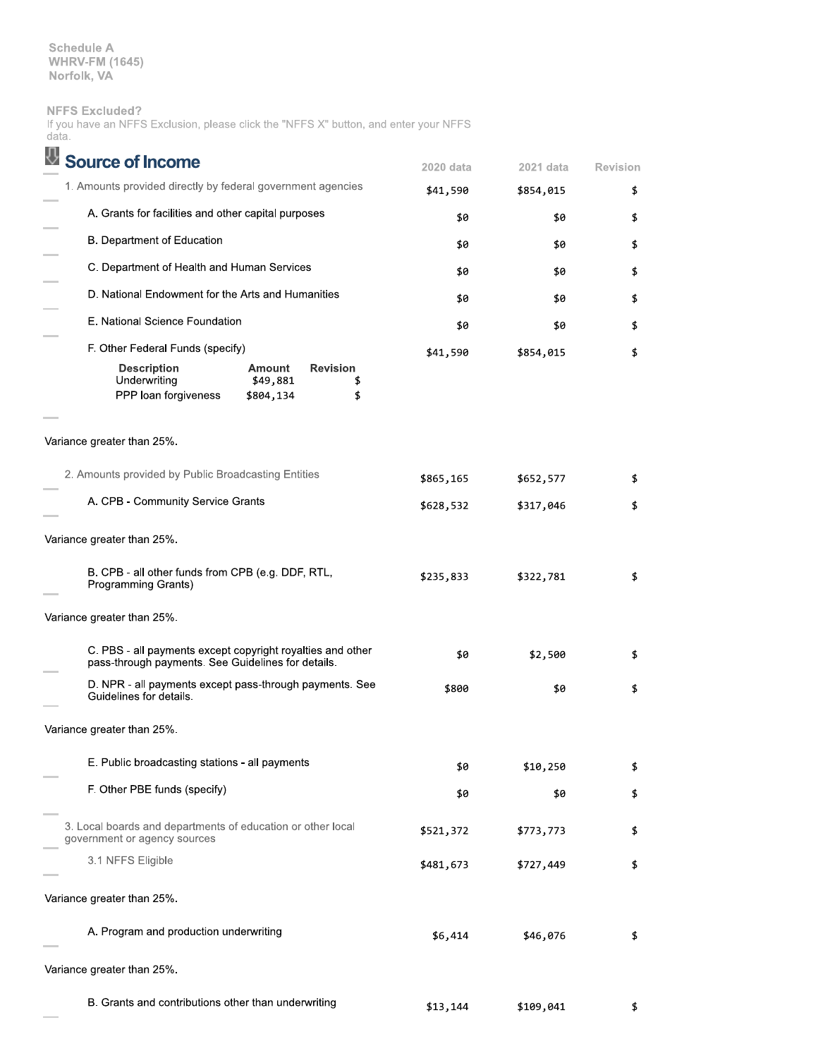Schedule A
WHRV-FM (1645)
Norfolk, VA

**NFFS Excluded?**
If you have an NFFS Exclusion, please click the "NFFS X" button, and enter your NFFS data.

## Source of Income

| | 2020 data | 2021 data | Revision |
|---|---|---|---|
| 1. Amounts provided directly by federal government agencies | $41,590 | $854,015 | $ |
| A. Grants for facilities and other capital purposes | $0 | $0 | $ |
| B. Department of Education | $0 | $0 | $ |
| C. Department of Health and Human Services | $0 | $0 | $ |
| D. National Endowment for the Arts and Humanities | $0 | $0 | $ |
| E. National Science Foundation | $0 | $0 | $ |
| F. Other Federal Funds (specify) | $41,590 | $854,015 | $ |

| Description | Amount | Revision |
|---|---|---|
| Underwriting | $49,881 | $ |
| PPP loan forgiveness | $804,134 | $ |

Variance greater than 25%.

| | 2020 data | 2021 data | Revision |
|---|---|---|---|
| 2. Amounts provided by Public Broadcasting Entities | $865,165 | $652,577 | $ |
| A. CPB - Community Service Grants | $628,532 | $317,046 | $ |

Variance greater than 25%.

| | 2020 data | 2021 data | Revision |
|---|---|---|---|
| B. CPB - all other funds from CPB (e.g. DDF, RTL, Programming Grants) | $235,833 | $322,781 | $ |

Variance greater than 25%.

| | 2020 data | 2021 data | Revision |
|---|---|---|---|
| C. PBS - all payments except copyright royalties and other pass-through payments. See Guidelines for details. | $0 | $2,500 | $ |
| D. NPR - all payments except pass-through payments. See Guidelines for details. | $800 | $0 | $ |

Variance greater than 25%.

| | 2020 data | 2021 data | Revision |
|---|---|---|---|
| E. Public broadcasting stations - all payments | $0 | $10,250 | $ |
| F. Other PBE funds (specify) | $0 | $0 | $ |
| 3. Local boards and departments of education or other local government or agency sources | $521,372 | $773,773 | $ |
| 3.1 NFFS Eligible | $481,673 | $727,449 | $ |

Variance greater than 25%.

| | 2020 data | 2021 data | Revision |
|---|---|---|---|
| A. Program and production underwriting | $6,414 | $46,076 | $ |

Variance greater than 25%.

| | 2020 data | 2021 data | Revision |
|---|---|---|---|
| B. Grants and contributions other than underwriting | $13,144 | $109,041 | $ |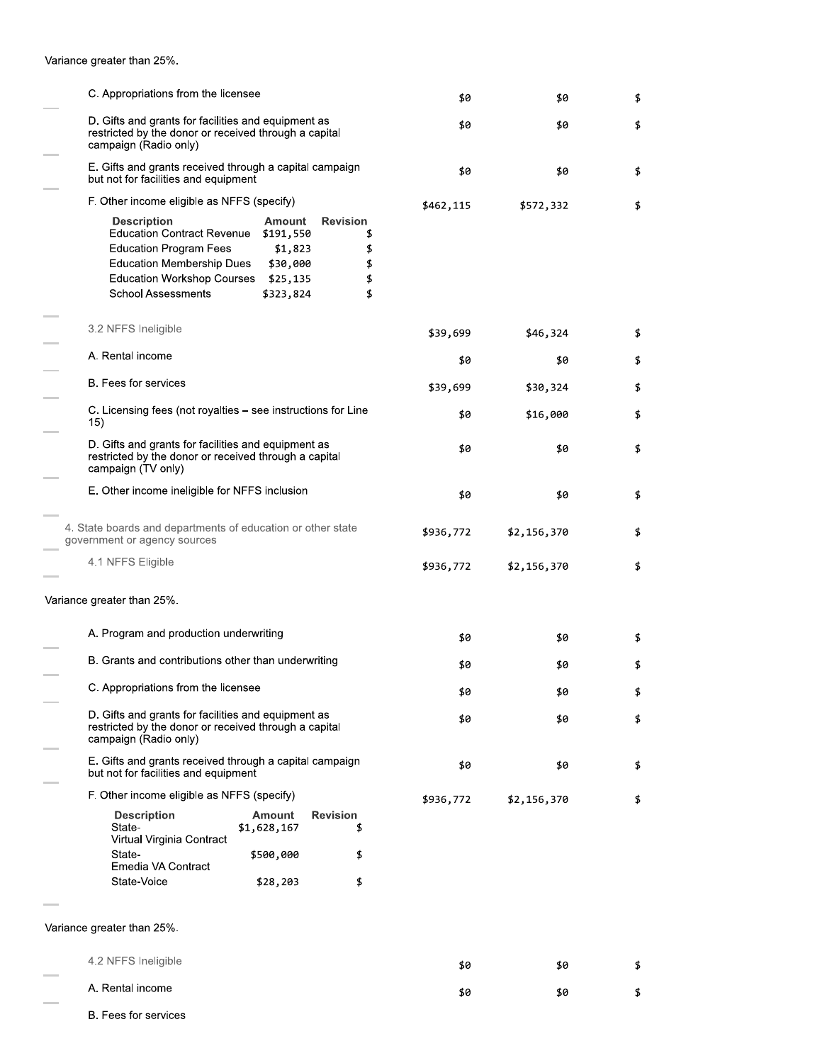Variance greater than 25%.

| Line | Col 1 | Col 2 | Col 3 |
|---|---|---|---|
| C. Appropriations from the licensee | $0 | $0 | $ |
| D. Gifts and grants for facilities and equipment as restricted by the donor or received through a capital campaign (Radio only) | $0 | $0 | $ |
| E. Gifts and grants received through a capital campaign but not for facilities and equipment | $0 | $0 | $ |
| F. Other income eligible as NFFS (specify) | $462,115 | $572,332 | $ |

| Description | Amount | Revision |
|---|---|---|
| Education Contract Revenue | $191,550 | $ |
| Education Program Fees | $1,823 | $ |
| Education Membership Dues | $30,000 | $ |
| Education Workshop Courses | $25,135 | $ |
| School Assessments | $323,824 | $ |

| Line | Col 1 | Col 2 | Col 3 |
|---|---|---|---|
| 3.2 NFFS Ineligible | $39,699 | $46,324 | $ |
| A. Rental income | $0 | $0 | $ |
| B. Fees for services | $39,699 | $30,324 | $ |
| C. Licensing fees (not royalties – see instructions for Line 15) | $0 | $16,000 | $ |
| D. Gifts and grants for facilities and equipment as restricted by the donor or received through a capital campaign (TV only) | $0 | $0 | $ |
| E. Other income ineligible for NFFS inclusion | $0 | $0 | $ |
| 4. State boards and departments of education or other state government or agency sources | $936,772 | $2,156,370 | $ |
| 4.1 NFFS Eligible | $936,772 | $2,156,370 | $ |

Variance greater than 25%.

| Line | Col 1 | Col 2 | Col 3 |
|---|---|---|---|
| A. Program and production underwriting | $0 | $0 | $ |
| B. Grants and contributions other than underwriting | $0 | $0 | $ |
| C. Appropriations from the licensee | $0 | $0 | $ |
| D. Gifts and grants for facilities and equipment as restricted by the donor or received through a capital campaign (Radio only) | $0 | $0 | $ |
| E. Gifts and grants received through a capital campaign but not for facilities and equipment | $0 | $0 | $ |
| F. Other income eligible as NFFS (specify) | $936,772 | $2,156,370 | $ |

| Description | Amount | Revision |
|---|---|---|
| State- Virtual Virginia Contract | $1,628,167 | $ |
| State- Emedia VA Contract | $500,000 | $ |
| State-Voice | $28,203 | $ |

Variance greater than 25%.

| Line | Col 1 | Col 2 | Col 3 |
|---|---|---|---|
| 4.2 NFFS Ineligible | $0 | $0 | $ |
| A. Rental income | $0 | $0 | $ |
| B. Fees for services | | | |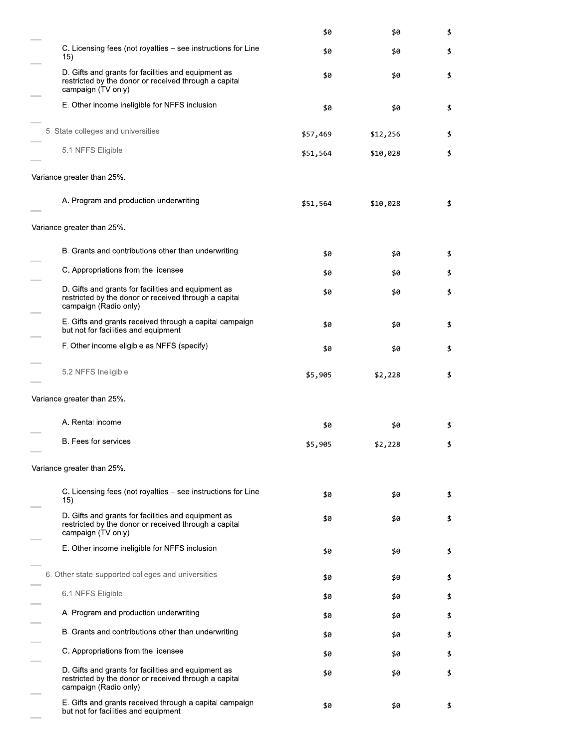| | | | |
|---|---|---|---|
| | $0 | $0 | $ |
| C. Licensing fees (not royalties – see instructions for Line 15) | $0 | $0 | $ |
| D. Gifts and grants for facilities and equipment as restricted by the donor or received through a capital campaign (TV only) | $0 | $0 | $ |
| E. Other income ineligible for NFFS inclusion | $0 | $0 | $ |
| 5. State colleges and universities | $57,469 | $12,256 | $ |
| 5.1 NFFS Eligible | $51,564 | $10,028 | $ |
| Variance greater than 25%. | | | |
| A. Program and production underwriting | $51,564 | $10,028 | $ |
| Variance greater than 25%. | | | |
| B. Grants and contributions other than underwriting | $0 | $0 | $ |
| C. Appropriations from the licensee | $0 | $0 | $ |
| D. Gifts and grants for facilities and equipment as restricted by the donor or received through a capital campaign (Radio only) | $0 | $0 | $ |
| E. Gifts and grants received through a capital campaign but not for facilities and equipment | $0 | $0 | $ |
| F. Other income eligible as NFFS (specify) | $0 | $0 | $ |
| 5.2 NFFS Ineligible | $5,905 | $2,228 | $ |
| Variance greater than 25%. | | | |
| A. Rental income | $0 | $0 | $ |
| B. Fees for services | $5,905 | $2,228 | $ |
| Variance greater than 25%. | | | |
| C. Licensing fees (not royalties – see instructions for Line 15) | $0 | $0 | $ |
| D. Gifts and grants for facilities and equipment as restricted by the donor or received through a capital campaign (TV only) | $0 | $0 | $ |
| E. Other income ineligible for NFFS inclusion | $0 | $0 | $ |
| 6. Other state-supported colleges and universities | $0 | $0 | $ |
| 6.1 NFFS Eligible | $0 | $0 | $ |
| A. Program and production underwriting | $0 | $0 | $ |
| B. Grants and contributions other than underwriting | $0 | $0 | $ |
| C. Appropriations from the licensee | $0 | $0 | $ |
| D. Gifts and grants for facilities and equipment as restricted by the donor or received through a capital campaign (Radio only) | $0 | $0 | $ |
| E. Gifts and grants received through a capital campaign but not for facilities and equipment | $0 | $0 | $ |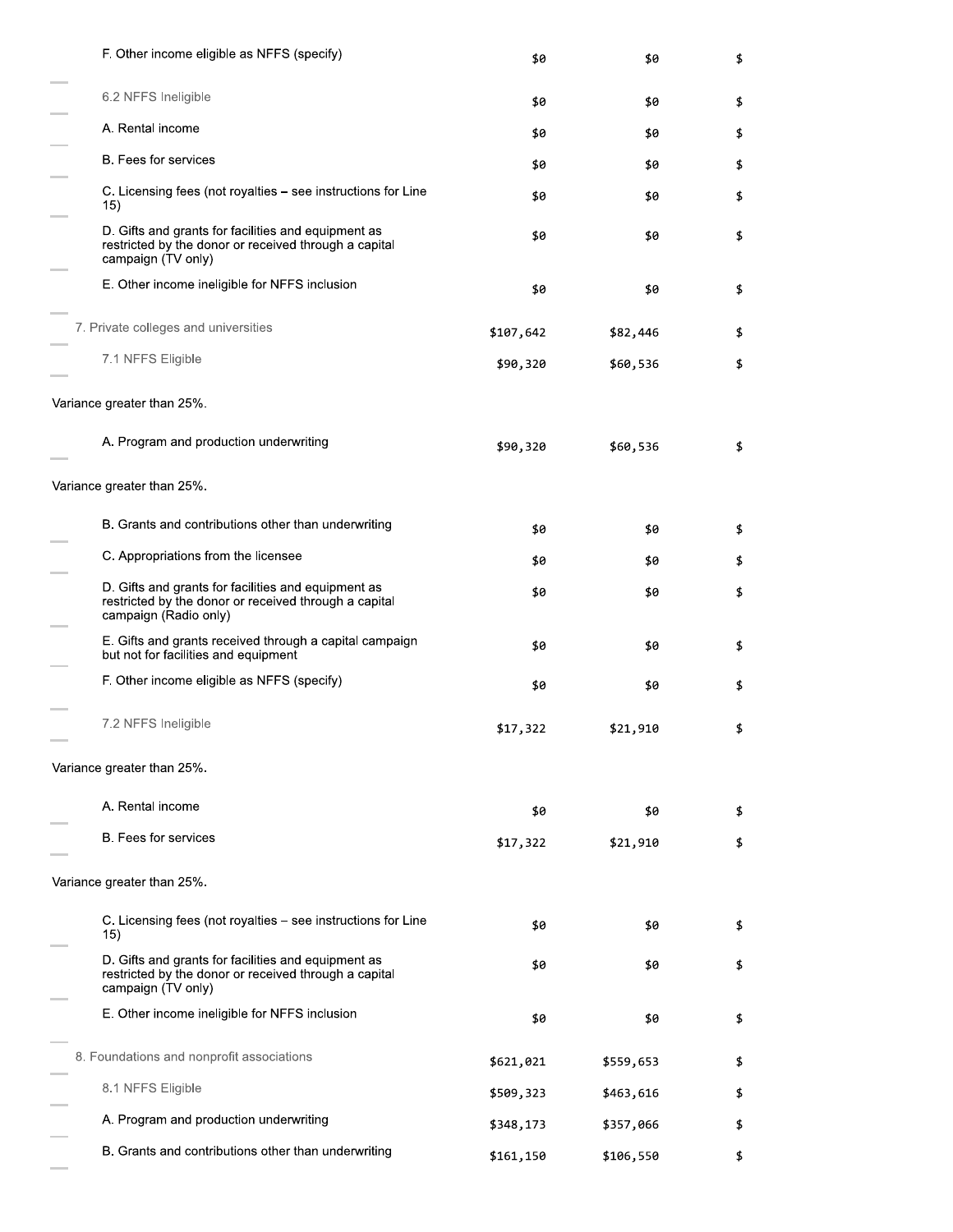| | | | |
|---|---|---|---|
| F. Other income eligible as NFFS (specify) | $0 | $0 | $ |
| 6.2 NFFS Ineligible | $0 | $0 | $ |
| A. Rental income | $0 | $0 | $ |
| B. Fees for services | $0 | $0 | $ |
| C. Licensing fees (not royalties – see instructions for Line 15) | $0 | $0 | $ |
| D. Gifts and grants for facilities and equipment as restricted by the donor or received through a capital campaign (TV only) | $0 | $0 | $ |
| E. Other income ineligible for NFFS inclusion | $0 | $0 | $ |
| 7. Private colleges and universities | $107,642 | $82,446 | $ |
| 7.1 NFFS Eligible | $90,320 | $60,536 | $ |
| Variance greater than 25%. | | | |
| A. Program and production underwriting | $90,320 | $60,536 | $ |
| Variance greater than 25%. | | | |
| B. Grants and contributions other than underwriting | $0 | $0 | $ |
| C. Appropriations from the licensee | $0 | $0 | $ |
| D. Gifts and grants for facilities and equipment as restricted by the donor or received through a capital campaign (Radio only) | $0 | $0 | $ |
| E. Gifts and grants received through a capital campaign but not for facilities and equipment | $0 | $0 | $ |
| F. Other income eligible as NFFS (specify) | $0 | $0 | $ |
| 7.2 NFFS Ineligible | $17,322 | $21,910 | $ |
| Variance greater than 25%. | | | |
| A. Rental income | $0 | $0 | $ |
| B. Fees for services | $17,322 | $21,910 | $ |
| Variance greater than 25%. | | | |
| C. Licensing fees (not royalties – see instructions for Line 15) | $0 | $0 | $ |
| D. Gifts and grants for facilities and equipment as restricted by the donor or received through a capital campaign (TV only) | $0 | $0 | $ |
| E. Other income ineligible for NFFS inclusion | $0 | $0 | $ |
| 8. Foundations and nonprofit associations | $621,021 | $559,653 | $ |
| 8.1 NFFS Eligible | $509,323 | $463,616 | $ |
| A. Program and production underwriting | $348,173 | $357,066 | $ |
| B. Grants and contributions other than underwriting | $161,150 | $106,550 | $ |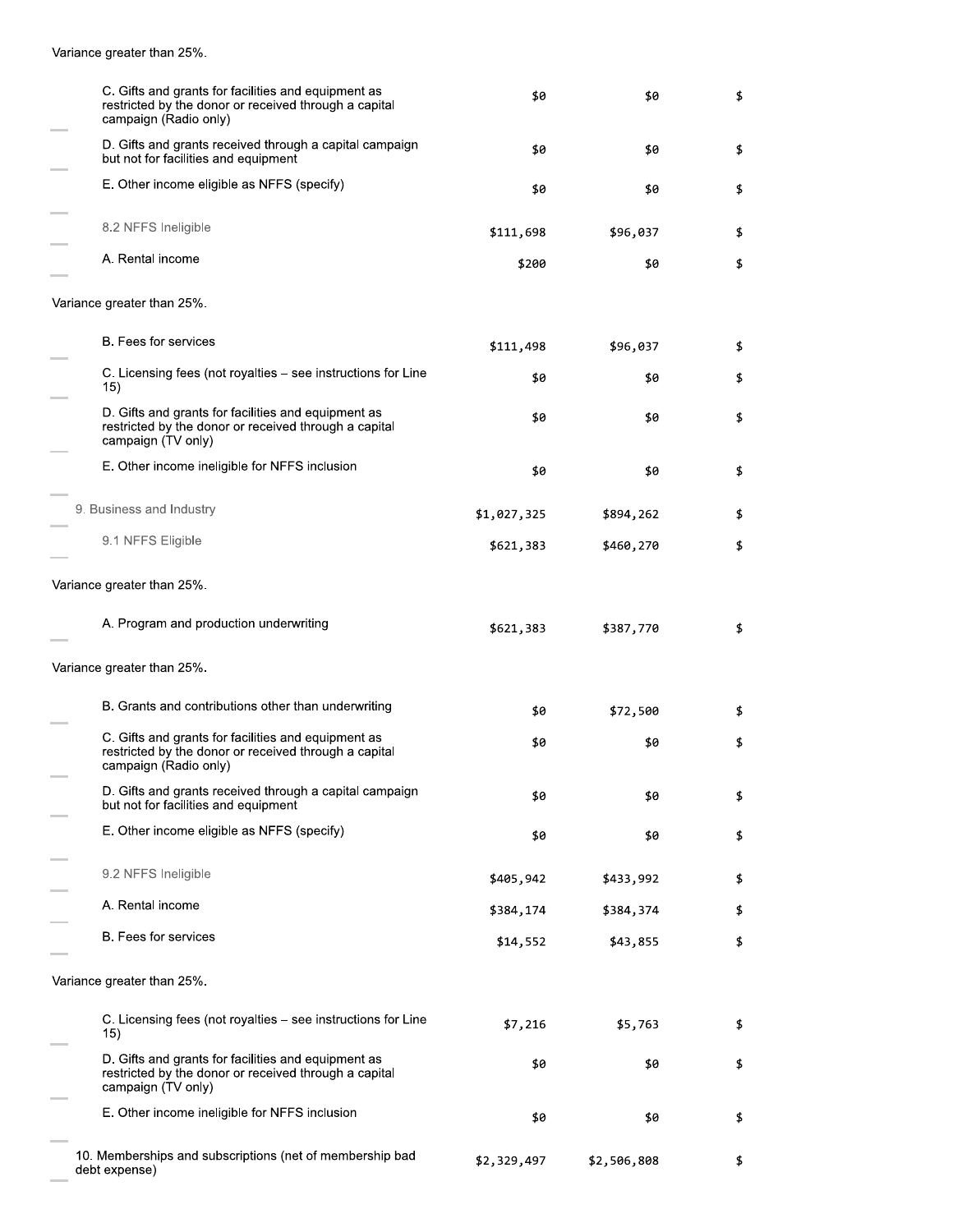Variance greater than 25%.

| | | | |
|---|---|---|---|
| C. Gifts and grants for facilities and equipment as restricted by the donor or received through a capital campaign (Radio only) | $0 | $0 | $ |
| D. Gifts and grants received through a capital campaign but not for facilities and equipment | $0 | $0 | $ |
| E. Other income eligible as NFFS (specify) | $0 | $0 | $ |
| 8.2 NFFS Ineligible | $111,698 | $96,037 | $ |
| A. Rental income | $200 | $0 | $ |

Variance greater than 25%.

| | | | |
|---|---|---|---|
| B. Fees for services | $111,498 | $96,037 | $ |
| C. Licensing fees (not royalties – see instructions for Line 15) | $0 | $0 | $ |
| D. Gifts and grants for facilities and equipment as restricted by the donor or received through a capital campaign (TV only) | $0 | $0 | $ |
| E. Other income ineligible for NFFS inclusion | $0 | $0 | $ |
| 9. Business and Industry | $1,027,325 | $894,262 | $ |
| 9.1 NFFS Eligible | $621,383 | $460,270 | $ |

Variance greater than 25%.

| | | | |
|---|---|---|---|
| A. Program and production underwriting | $621,383 | $387,770 | $ |

Variance greater than 25%.

| | | | |
|---|---|---|---|
| B. Grants and contributions other than underwriting | $0 | $72,500 | $ |
| C. Gifts and grants for facilities and equipment as restricted by the donor or received through a capital campaign (Radio only) | $0 | $0 | $ |
| D. Gifts and grants received through a capital campaign but not for facilities and equipment | $0 | $0 | $ |
| E. Other income eligible as NFFS (specify) | $0 | $0 | $ |
| 9.2 NFFS Ineligible | $405,942 | $433,992 | $ |
| A. Rental income | $384,174 | $384,374 | $ |
| B. Fees for services | $14,552 | $43,855 | $ |

Variance greater than 25%.

| | | | |
|---|---|---|---|
| C. Licensing fees (not royalties – see instructions for Line 15) | $7,216 | $5,763 | $ |
| D. Gifts and grants for facilities and equipment as restricted by the donor or received through a capital campaign (TV only) | $0 | $0 | $ |
| E. Other income ineligible for NFFS inclusion | $0 | $0 | $ |
| 10. Memberships and subscriptions (net of membership bad debt expense) | $2,329,497 | $2,506,808 | $ |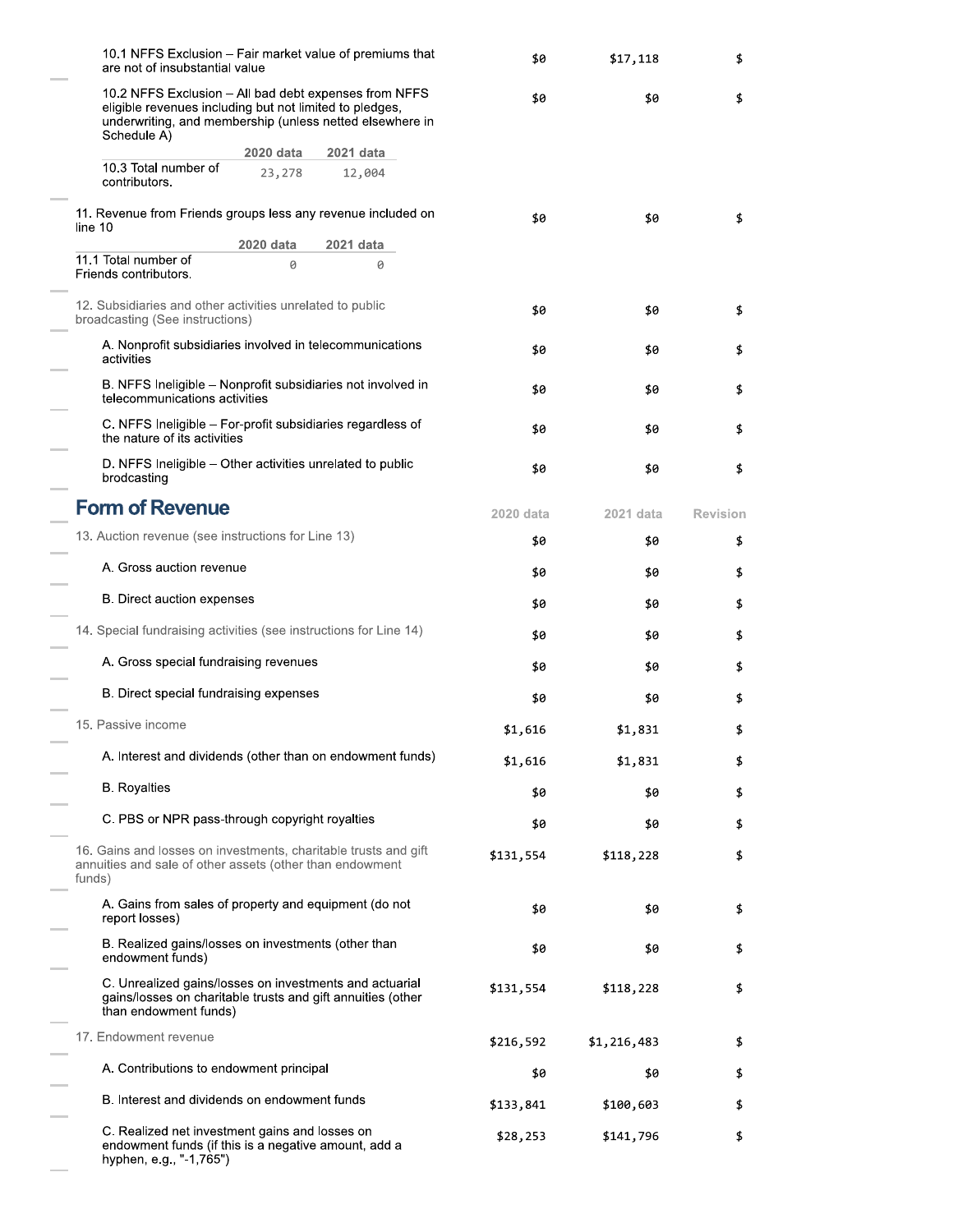| | | | |
|---|---|---|---|
| 10.1 NFFS Exclusion – Fair market value of premiums that are not of insubstantial value | $0 | $17,118 | $ |
| 10.2 NFFS Exclusion – All bad debt expenses from NFFS eligible revenues including but not limited to pledges, underwriting, and membership (unless netted elsewhere in Schedule A) | $0 | $0 | $ |

| | 2020 data | 2021 data |
|---|---|---|
| 10.3 Total number of contributors. | 23,278 | 12,004 |

| | | | |
|---|---|---|---|
| 11. Revenue from Friends groups less any revenue included on line 10 | $0 | $0 | $ |

| | 2020 data | 2021 data |
|---|---|---|
| 11.1 Total number of Friends contributors. | 0 | 0 |

| | | | |
|---|---|---|---|
| 12. Subsidiaries and other activities unrelated to public broadcasting (See instructions) | $0 | $0 | $ |
| A. Nonprofit subsidiaries involved in telecommunications activities | $0 | $0 | $ |
| B. NFFS Ineligible – Nonprofit subsidiaries not involved in telecommunications activities | $0 | $0 | $ |
| C. NFFS Ineligible – For-profit subsidiaries regardless of the nature of its activities | $0 | $0 | $ |
| D. NFFS Ineligible – Other activities unrelated to public brodcasting | $0 | $0 | $ |

## Form of Revenue

| | 2020 data | 2021 data | Revision |
|---|---|---|---|
| 13. Auction revenue (see instructions for Line 13) | $0 | $0 | $ |
| A. Gross auction revenue | $0 | $0 | $ |
| B. Direct auction expenses | $0 | $0 | $ |
| 14. Special fundraising activities (see instructions for Line 14) | $0 | $0 | $ |
| A. Gross special fundraising revenues | $0 | $0 | $ |
| B. Direct special fundraising expenses | $0 | $0 | $ |
| 15. Passive income | $1,616 | $1,831 | $ |
| A. Interest and dividends (other than on endowment funds) | $1,616 | $1,831 | $ |
| B. Royalties | $0 | $0 | $ |
| C. PBS or NPR pass-through copyright royalties | $0 | $0 | $ |
| 16. Gains and losses on investments, charitable trusts and gift annuities and sale of other assets (other than endowment funds) | $131,554 | $118,228 | $ |
| A. Gains from sales of property and equipment (do not report losses) | $0 | $0 | $ |
| B. Realized gains/losses on investments (other than endowment funds) | $0 | $0 | $ |
| C. Unrealized gains/losses on investments and actuarial gains/losses on charitable trusts and gift annuities (other than endowment funds) | $131,554 | $118,228 | $ |
| 17. Endowment revenue | $216,592 | $1,216,483 | $ |
| A. Contributions to endowment principal | $0 | $0 | $ |
| B. Interest and dividends on endowment funds | $133,841 | $100,603 | $ |
| C. Realized net investment gains and losses on endowment funds (if this is a negative amount, add a hyphen, e.g., "-1,765") | $28,253 | $141,796 | $ |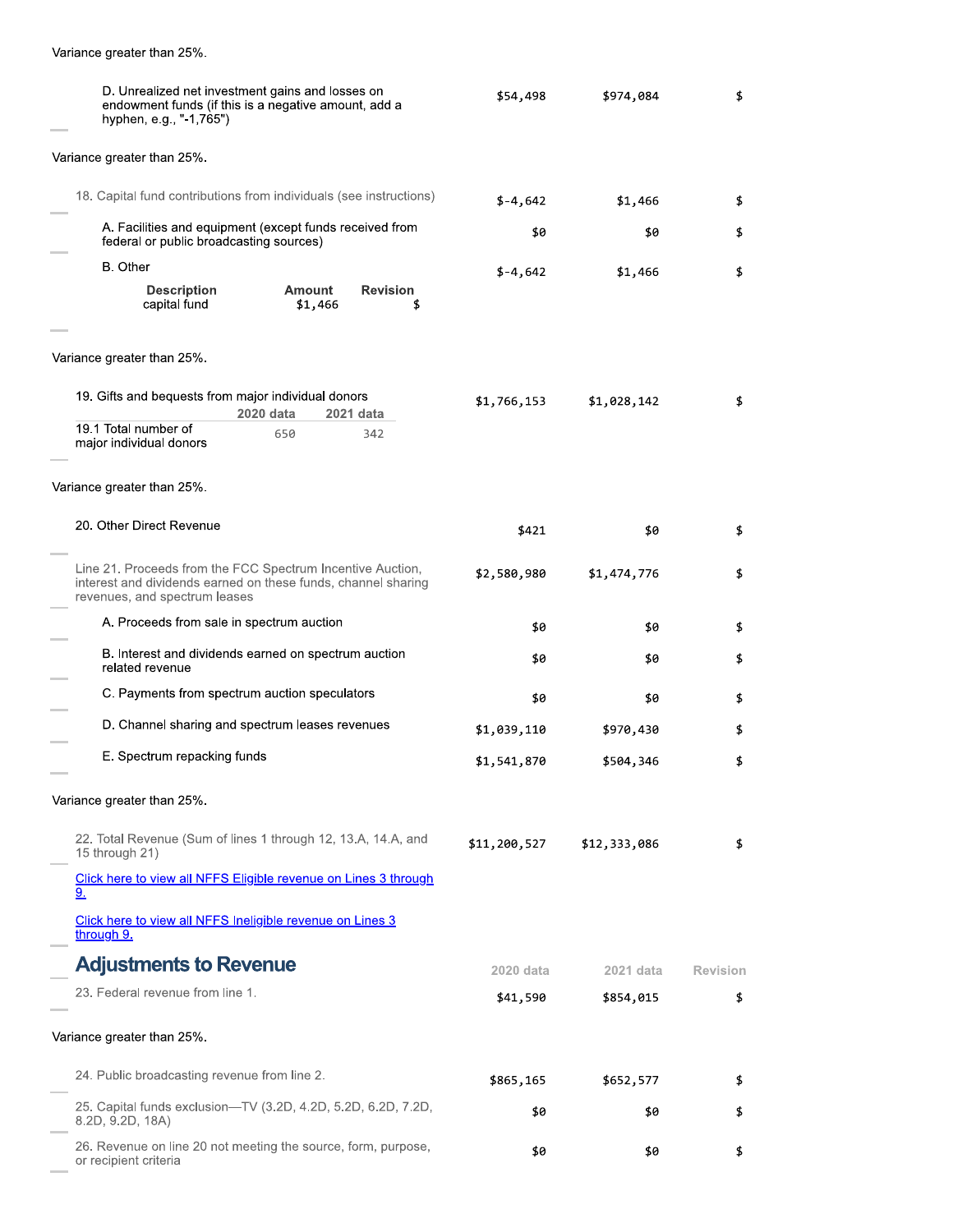Variance greater than 25%.

| | 2020 data | 2021 data | Revision |
|---|---|---|---|
| D. Unrealized net investment gains and losses on endowment funds (if this is a negative amount, add a hyphen, e.g., "-1,765") | $54,498 | $974,084 | $ |

Variance greater than 25%.

| | 2020 data | 2021 data | Revision |
|---|---|---|---|
| 18. Capital fund contributions from individuals (see instructions) | $-4,642 | $1,466 | $ |
| A. Facilities and equipment (except funds received from federal or public broadcasting sources) | $0 | $0 | $ |
| B. Other | $-4,642 | $1,466 | $ |

| Description | Amount | Revision |
|---|---|---|
| capital fund | $1,466 | $ |

Variance greater than 25%.

| | 2020 data | 2021 data | Revision |
|---|---|---|---|
| 19. Gifts and bequests from major individual donors | $1,766,153 | $1,028,142 | $ |

| | 2020 data | 2021 data |
|---|---|---|
| 19.1 Total number of major individual donors | 650 | 342 |

Variance greater than 25%.

| | 2020 data | 2021 data | Revision |
|---|---|---|---|
| 20. Other Direct Revenue | $421 | $0 | $ |
| Line 21. Proceeds from the FCC Spectrum Incentive Auction, interest and dividends earned on these funds, channel sharing revenues, and spectrum leases | $2,580,980 | $1,474,776 | $ |
| A. Proceeds from sale in spectrum auction | $0 | $0 | $ |
| B. Interest and dividends earned on spectrum auction related revenue | $0 | $0 | $ |
| C. Payments from spectrum auction speculators | $0 | $0 | $ |
| D. Channel sharing and spectrum leases revenues | $1,039,110 | $970,430 | $ |
| E. Spectrum repacking funds | $1,541,870 | $504,346 | $ |

Variance greater than 25%.

| | 2020 data | 2021 data | Revision |
|---|---|---|---|
| 22. Total Revenue (Sum of lines 1 through 12, 13.A, 14.A, and 15 through 21) | $11,200,527 | $12,333,086 | $ |

Click here to view all NFFS Eligible revenue on Lines 3 through 9.

Click here to view all NFFS Ineligible revenue on Lines 3 through 9.

## Adjustments to Revenue

| | 2020 data | 2021 data | Revision |
|---|---|---|---|
| 23. Federal revenue from line 1. | $41,590 | $854,015 | $ |

Variance greater than 25%.

| | 2020 data | 2021 data | Revision |
|---|---|---|---|
| 24. Public broadcasting revenue from line 2. | $865,165 | $652,577 | $ |
| 25. Capital funds exclusion—TV (3.2D, 4.2D, 5.2D, 6.2D, 7.2D, 8.2D, 9.2D, 18A) | $0 | $0 | $ |
| 26. Revenue on line 20 not meeting the source, form, purpose, or recipient criteria | $0 | $0 | $ |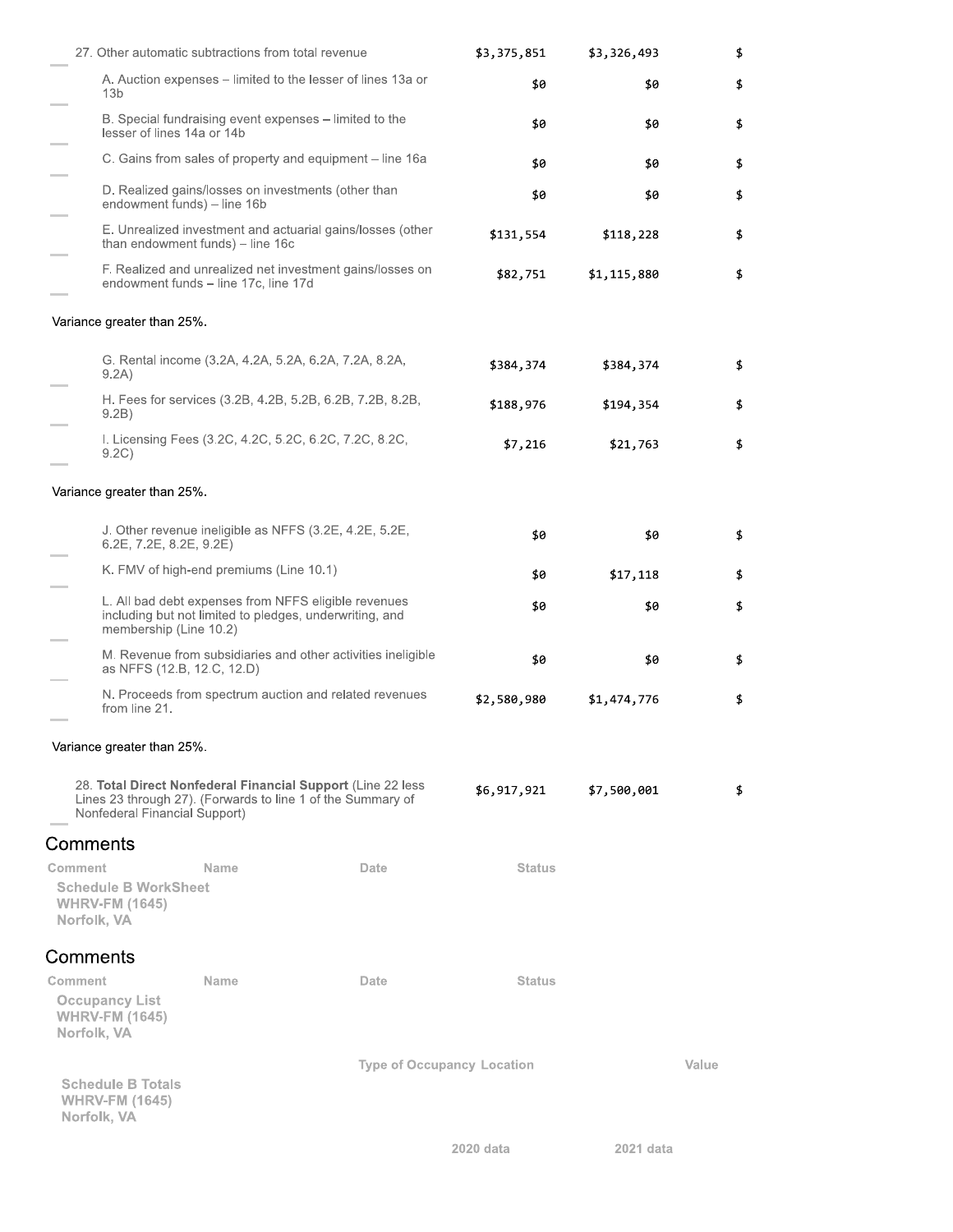| | | | |
|---|---|---|---|
| 27. Other automatic subtractions from total revenue | $3,375,851 | $3,326,493 | $ |
| A. Auction expenses – limited to the lesser of lines 13a or 13b | $0 | $0 | $ |
| B. Special fundraising event expenses – limited to the lesser of lines 14a or 14b | $0 | $0 | $ |
| C. Gains from sales of property and equipment – line 16a | $0 | $0 | $ |
| D. Realized gains/losses on investments (other than endowment funds) – line 16b | $0 | $0 | $ |
| E. Unrealized investment and actuarial gains/losses (other than endowment funds) – line 16c | $131,554 | $118,228 | $ |
| F. Realized and unrealized net investment gains/losses on endowment funds – line 17c, line 17d | $82,751 | $1,115,880 | $ |

Variance greater than 25%.

| | | | |
|---|---|---|---|
| G. Rental income (3.2A, 4.2A, 5.2A, 6.2A, 7.2A, 8.2A, 9.2A) | $384,374 | $384,374 | $ |
| H. Fees for services (3.2B, 4.2B, 5.2B, 6.2B, 7.2B, 8.2B, 9.2B) | $188,976 | $194,354 | $ |
| I. Licensing Fees (3.2C, 4.2C, 5.2C, 6.2C, 7.2C, 8.2C, 9.2C) | $7,216 | $21,763 | $ |

Variance greater than 25%.

| | | | |
|---|---|---|---|
| J. Other revenue ineligible as NFFS (3.2E, 4.2E, 5.2E, 6.2E, 7.2E, 8.2E, 9.2E) | $0 | $0 | $ |
| K. FMV of high-end premiums (Line 10.1) | $0 | $17,118 | $ |
| L. All bad debt expenses from NFFS eligible revenues including but not limited to pledges, underwriting, and membership (Line 10.2) | $0 | $0 | $ |
| M. Revenue from subsidiaries and other activities ineligible as NFFS (12.B, 12.C, 12.D) | $0 | $0 | $ |
| N. Proceeds from spectrum auction and related revenues from line 21. | $2,580,980 | $1,474,776 | $ |

Variance greater than 25%.

| | | | |
|---|---|---|---|
| 28. **Total Direct Nonfederal Financial Support** (Line 22 less Lines 23 through 27). (Forwards to line 1 of the Summary of Nonfederal Financial Support) | $6,917,921 | $7,500,001 | $ |

## Comments

| Comment | Name | Date | Status |
|---|---|---|---|

**Schedule B WorkSheet**
**WHRV-FM (1645)**
**Norfolk, VA**

## Comments

| Comment | Name | Date | Status |
|---|---|---|---|

**Occupancy List**
**WHRV-FM (1645)**
**Norfolk, VA**

| Type of Occupancy | Location | Value |
|---|---|---|

**Schedule B Totals**
**WHRV-FM (1645)**
**Norfolk, VA**

| | 2020 data | 2021 data |
|---|---|---|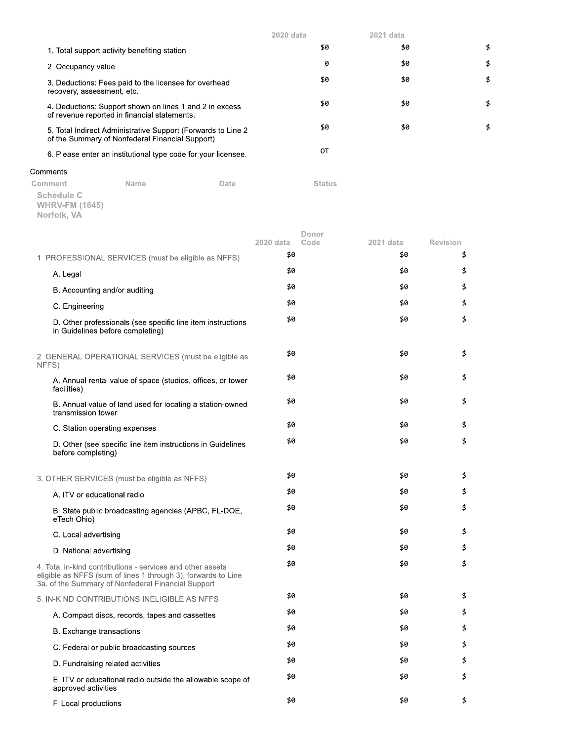| | 2020 data | 2021 data | |
|---|---|---|---|
| 1. Total support activity benefiting station | $0 | $0 | $ |
| 2. Occupancy value | 0 | $0 | $ |
| 3. Deductions: Fees paid to the licensee for overhead recovery, assessment, etc. | $0 | $0 | $ |
| 4. Deductions: Support shown on lines 1 and 2 in excess of revenue reported in financial statements. | $0 | $0 | $ |
| 5. Total Indirect Administrative Support (Forwards to Line 2 of the Summary of Nonfederal Financial Support) | $0 | $0 | $ |
| 6. Please enter an institutional type code for your licensee. | OT | | |

Comments

| Comment | Name | Date | Status |
|---|---|---|---|

**Schedule C**
**WHRV-FM (1645)**
**Norfolk, VA**

| | 2020 data | Donor Code | 2021 data | Revision |
|---|---|---|---|---|
| 1. PROFESSIONAL SERVICES (must be eligible as NFFS) | $0 | | $0 | $ |
| A. Legal | $0 | | $0 | $ |
| B. Accounting and/or auditing | $0 | | $0 | $ |
| C. Engineering | $0 | | $0 | $ |
| D. Other professionals (see specific line item instructions in Guidelines before completing) | $0 | | $0 | $ |
| 2. GENERAL OPERATIONAL SERVICES (must be eligible as NFFS) | $0 | | $0 | $ |
| A. Annual rental value of space (studios, offices, or tower facilities) | $0 | | $0 | $ |
| B. Annual value of land used for locating a station-owned transmission tower | $0 | | $0 | $ |
| C. Station operating expenses | $0 | | $0 | $ |
| D. Other (see specific line item instructions in Guidelines before completing) | $0 | | $0 | $ |
| 3. OTHER SERVICES (must be eligible as NFFS) | $0 | | $0 | $ |
| A. ITV or educational radio | $0 | | $0 | $ |
| B. State public broadcasting agencies (APBC, FL-DOE, eTech Ohio) | $0 | | $0 | $ |
| C. Local advertising | $0 | | $0 | $ |
| D. National advertising | $0 | | $0 | $ |
| 4. Total in-kind contributions - services and other assets eligible as NFFS (sum of lines 1 through 3), forwards to Line 3a. of the Summary of Nonfederal Financial Support | $0 | | $0 | $ |
| 5. IN-KIND CONTRIBUTIONS INELIGIBLE AS NFFS | $0 | | $0 | $ |
| A. Compact discs, records, tapes and cassettes | $0 | | $0 | $ |
| B. Exchange transactions | $0 | | $0 | $ |
| C. Federal or public broadcasting sources | $0 | | $0 | $ |
| D. Fundraising related activities | $0 | | $0 | $ |
| E. ITV or educational radio outside the allowable scope of approved activities | $0 | | $0 | $ |
| F. Local productions | $0 | | $0 | $ |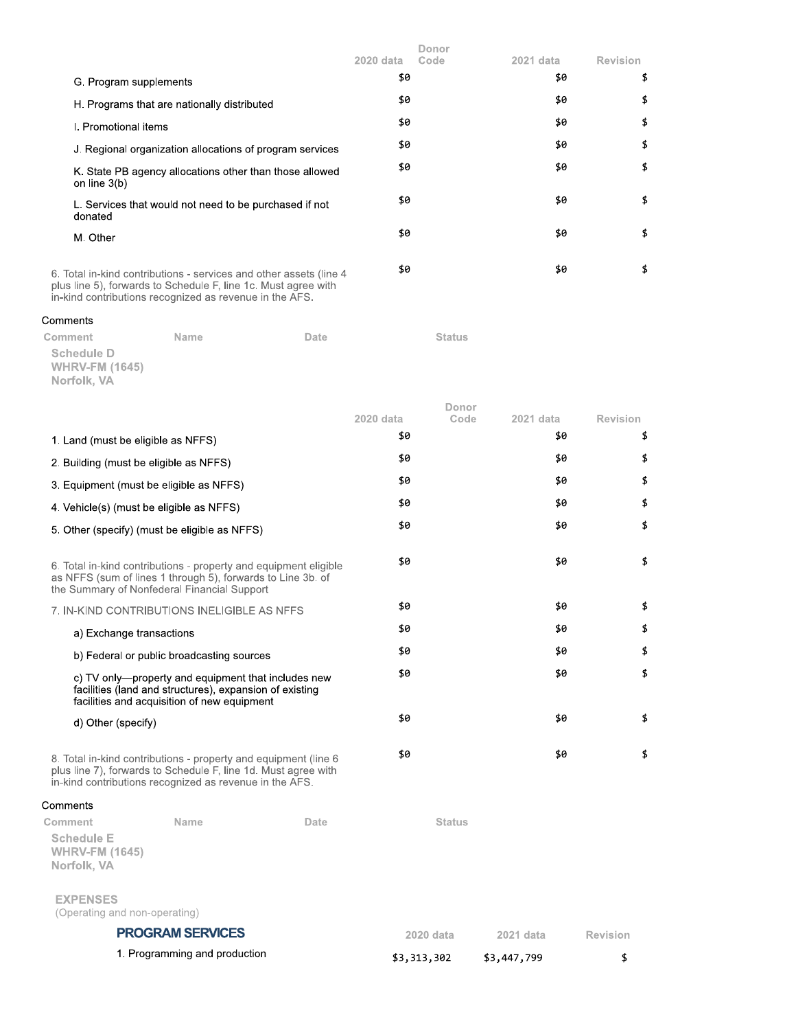| | 2020 data | Donor Code | 2021 data | Revision |
|---|---|---|---|---|
| G. Program supplements | $0 | | $0 | $ |
| H. Programs that are nationally distributed | $0 | | $0 | $ |
| I. Promotional items | $0 | | $0 | $ |
| J. Regional organization allocations of program services | $0 | | $0 | $ |
| K. State PB agency allocations other than those allowed on line 3(b) | $0 | | $0 | $ |
| L. Services that would not need to be purchased if not donated | $0 | | $0 | $ |
| M. Other | $0 | | $0 | $ |
| 6. Total in-kind contributions - services and other assets (line 4 plus line 5), forwards to Schedule F, line 1c. Must agree with in-kind contributions recognized as revenue in the AFS. | $0 | | $0 | $ |

Comments

| Comment | Name | Date | Status |
|---|---|---|---|

**Schedule D**
**WHRV-FM (1645)**
**Norfolk, VA**

| | 2020 data | Donor Code | 2021 data | Revision |
|---|---|---|---|---|
| 1. Land (must be eligible as NFFS) | $0 | | $0 | $ |
| 2. Building (must be eligible as NFFS) | $0 | | $0 | $ |
| 3. Equipment (must be eligible as NFFS) | $0 | | $0 | $ |
| 4. Vehicle(s) (must be eligible as NFFS) | $0 | | $0 | $ |
| 5. Other (specify) (must be eligible as NFFS) | $0 | | $0 | $ |
| 6. Total in-kind contributions - property and equipment eligible as NFFS (sum of lines 1 through 5), forwards to Line 3b. of the Summary of Nonfederal Financial Support | $0 | | $0 | $ |
| 7. IN-KIND CONTRIBUTIONS INELIGIBLE AS NFFS | $0 | | $0 | $ |
| a) Exchange transactions | $0 | | $0 | $ |
| b) Federal or public broadcasting sources | $0 | | $0 | $ |
| c) TV only—property and equipment that includes new facilities (land and structures), expansion of existing facilities and acquisition of new equipment | $0 | | $0 | $ |
| d) Other (specify) | $0 | | $0 | $ |
| 8. Total in-kind contributions - property and equipment (line 6 plus line 7), forwards to Schedule F, line 1d. Must agree with in-kind contributions recognized as revenue in the AFS. | $0 | | $0 | $ |

Comments

| Comment | Name | Date | Status |
|---|---|---|---|

**Schedule E**
**WHRV-FM (1645)**
**Norfolk, VA**

**EXPENSES**
(Operating and non-operating)

| PROGRAM SERVICES | 2020 data | 2021 data | Revision |
|---|---|---|---|
| 1. Programming and production | $3,313,302 | $3,447,799 | $ |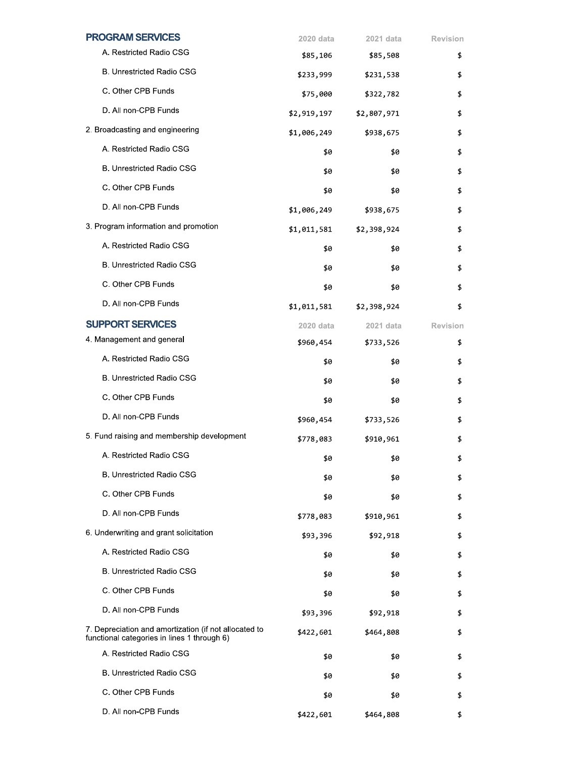| PROGRAM SERVICES | 2020 data | 2021 data | Revision |
|---|---|---|---|
| A. Restricted Radio CSG | $85,106 | $85,508 | $ |
| B. Unrestricted Radio CSG | $233,999 | $231,538 | $ |
| C. Other CPB Funds | $75,000 | $322,782 | $ |
| D. All non-CPB Funds | $2,919,197 | $2,807,971 | $ |
| 2. Broadcasting and engineering | $1,006,249 | $938,675 | $ |
| A. Restricted Radio CSG | $0 | $0 | $ |
| B. Unrestricted Radio CSG | $0 | $0 | $ |
| C. Other CPB Funds | $0 | $0 | $ |
| D. All non-CPB Funds | $1,006,249 | $938,675 | $ |
| 3. Program information and promotion | $1,011,581 | $2,398,924 | $ |
| A. Restricted Radio CSG | $0 | $0 | $ |
| B. Unrestricted Radio CSG | $0 | $0 | $ |
| C. Other CPB Funds | $0 | $0 | $ |
| D. All non-CPB Funds | $1,011,581 | $2,398,924 | $ |

| SUPPORT SERVICES | 2020 data | 2021 data | Revision |
|---|---|---|---|
| 4. Management and general | $960,454 | $733,526 | $ |
| A. Restricted Radio CSG | $0 | $0 | $ |
| B. Unrestricted Radio CSG | $0 | $0 | $ |
| C. Other CPB Funds | $0 | $0 | $ |
| D. All non-CPB Funds | $960,454 | $733,526 | $ |
| 5. Fund raising and membership development | $778,083 | $910,961 | $ |
| A. Restricted Radio CSG | $0 | $0 | $ |
| B. Unrestricted Radio CSG | $0 | $0 | $ |
| C. Other CPB Funds | $0 | $0 | $ |
| D. All non-CPB Funds | $778,083 | $910,961 | $ |
| 6. Underwriting and grant solicitation | $93,396 | $92,918 | $ |
| A. Restricted Radio CSG | $0 | $0 | $ |
| B. Unrestricted Radio CSG | $0 | $0 | $ |
| C. Other CPB Funds | $0 | $0 | $ |
| D. All non-CPB Funds | $93,396 | $92,918 | $ |
| 7. Depreciation and amortization (if not allocated to functional categories in lines 1 through 6) | $422,601 | $464,808 | $ |
| A. Restricted Radio CSG | $0 | $0 | $ |
| B. Unrestricted Radio CSG | $0 | $0 | $ |
| C. Other CPB Funds | $0 | $0 | $ |
| D. All non-CPB Funds | $422,601 | $464,808 | $ |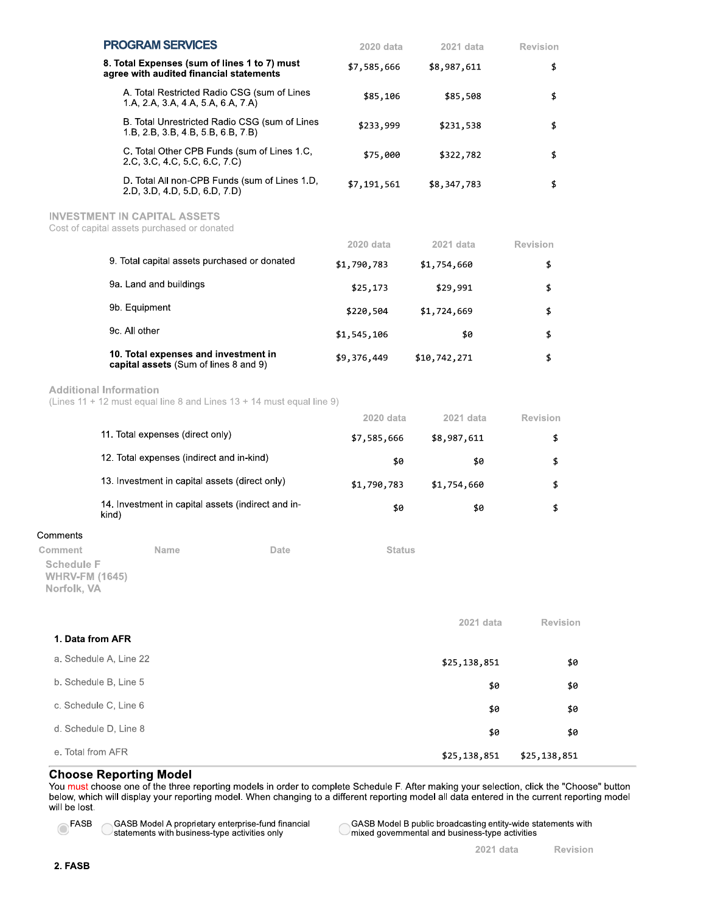## PROGRAM SERVICES

| | 2020 data | 2021 data | Revision |
|---|---|---|---|
| **8. Total Expenses (sum of lines 1 to 7) must agree with audited financial statements** | $7,585,666 | $8,987,611 | $ |
| A. Total Restricted Radio CSG (sum of Lines 1.A, 2.A, 3.A, 4.A, 5.A, 6.A, 7.A) | $85,106 | $85,508 | $ |
| B. Total Unrestricted Radio CSG (sum of Lines 1.B, 2.B, 3.B, 4.B, 5.B, 6.B, 7.B) | $233,999 | $231,538 | $ |
| C. Total Other CPB Funds (sum of Lines 1.C, 2.C, 3.C, 4.C, 5.C, 6.C, 7.C) | $75,000 | $322,782 | $ |
| D. Total All non-CPB Funds (sum of Lines 1.D, 2.D, 3.D, 4.D, 5.D, 6.D, 7.D) | $7,191,561 | $8,347,783 | $ |

## INVESTMENT IN CAPITAL ASSETS

Cost of capital assets purchased or donated

| | 2020 data | 2021 data | Revision |
|---|---|---|---|
| 9. Total capital assets purchased or donated | $1,790,783 | $1,754,660 | $ |
| 9a. Land and buildings | $25,173 | $29,991 | $ |
| 9b. Equipment | $220,504 | $1,724,669 | $ |
| 9c. All other | $1,545,106 | $0 | $ |
| **10. Total expenses and investment in capital assets** (Sum of lines 8 and 9) | $9,376,449 | $10,742,271 | $ |

## Additional Information

(Lines 11 + 12 must equal line 8 and Lines 13 + 14 must equal line 9)

| | 2020 data | 2021 data | Revision |
|---|---|---|---|
| 11. Total expenses (direct only) | $7,585,666 | $8,987,611 | $ |
| 12. Total expenses (indirect and in-kind) | $0 | $0 | $ |
| 13. Investment in capital assets (direct only) | $1,790,783 | $1,754,660 | $ |
| 14. Investment in capital assets (indirect and in-kind) | $0 | $0 | $ |

Comments

| Comment | Name | Date | Status |
|---|---|---|---|

## Schedule F
WHRV-FM (1645)
Norfolk, VA

| | 2021 data | Revision |
|---|---|---|
| **1. Data from AFR** | | |
| a. Schedule A, Line 22 | $25,138,851 | $0 |
| b. Schedule B, Line 5 | $0 | $0 |
| c. Schedule C, Line 6 | $0 | $0 |
| d. Schedule D, Line 8 | $0 | $0 |
| e. Total from AFR | $25,138,851 | $25,138,851 |

## Choose Reporting Model

You must choose one of the three reporting models in order to complete Schedule F. After making your selection, click the "Choose" button below, which will display your reporting model. When changing to a different reporting model all data entered in the current reporting model will be lost.

- (●) FASB
- ( ) GASB Model A proprietary enterprise-fund financial statements with business-type activities only
- ( ) GASB Model B public broadcasting entity-wide statements with mixed governmental and business-type activities

| | 2021 data | Revision |
|---|---|---|
| **2. FASB** | | |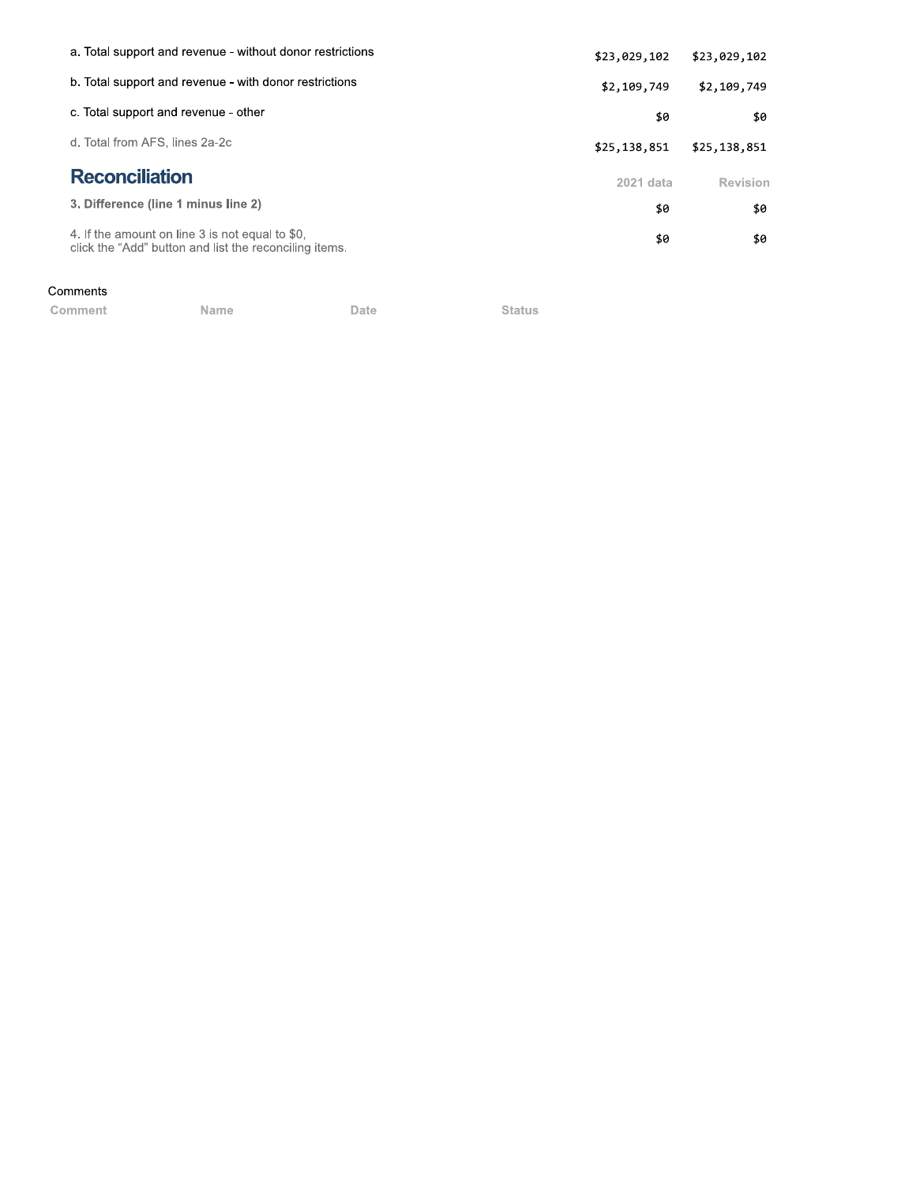| | | |
|---|---|---|
| a. Total support and revenue - without donor restrictions | $23,029,102 | $23,029,102 |
| b. Total support and revenue - with donor restrictions | $2,109,749 | $2,109,749 |
| c. Total support and revenue - other | $0 | $0 |
| d. Total from AFS, lines 2a-2c | $25,138,851 | $25,138,851 |

## Reconciliation

| | 2021 data | Revision |
|---|---|---|
| **3. Difference (line 1 minus line 2)** | $0 | $0 |
| 4. If the amount on line 3 is not equal to $0, click the "Add" button and list the reconciling items. | $0 | $0 |

Comments

| Comment | Name | Date | Status |
|---|---|---|---|